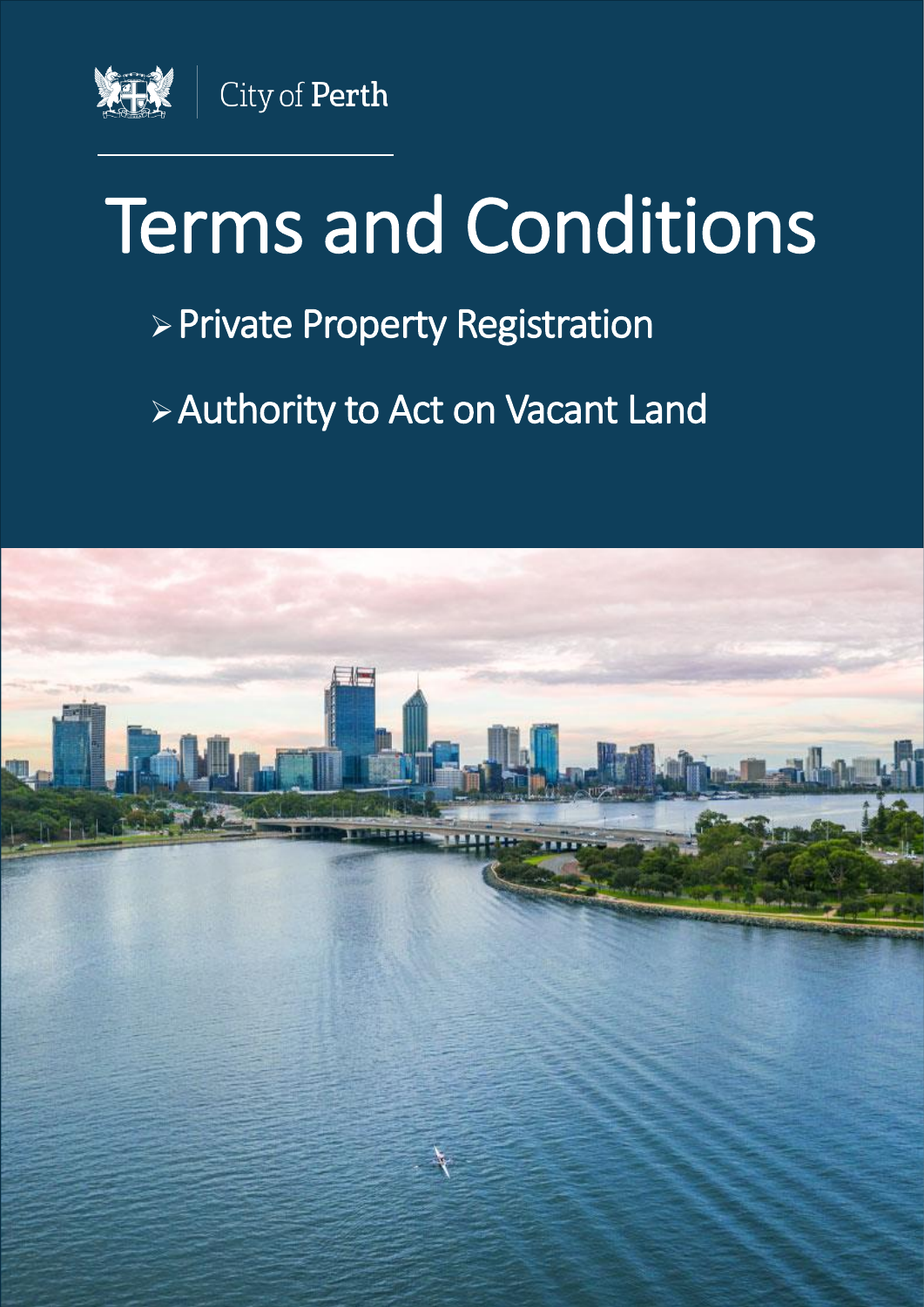City of Perth

# Terms and Conditions

- Private Property Registration
- Authority to Act on Vacant Land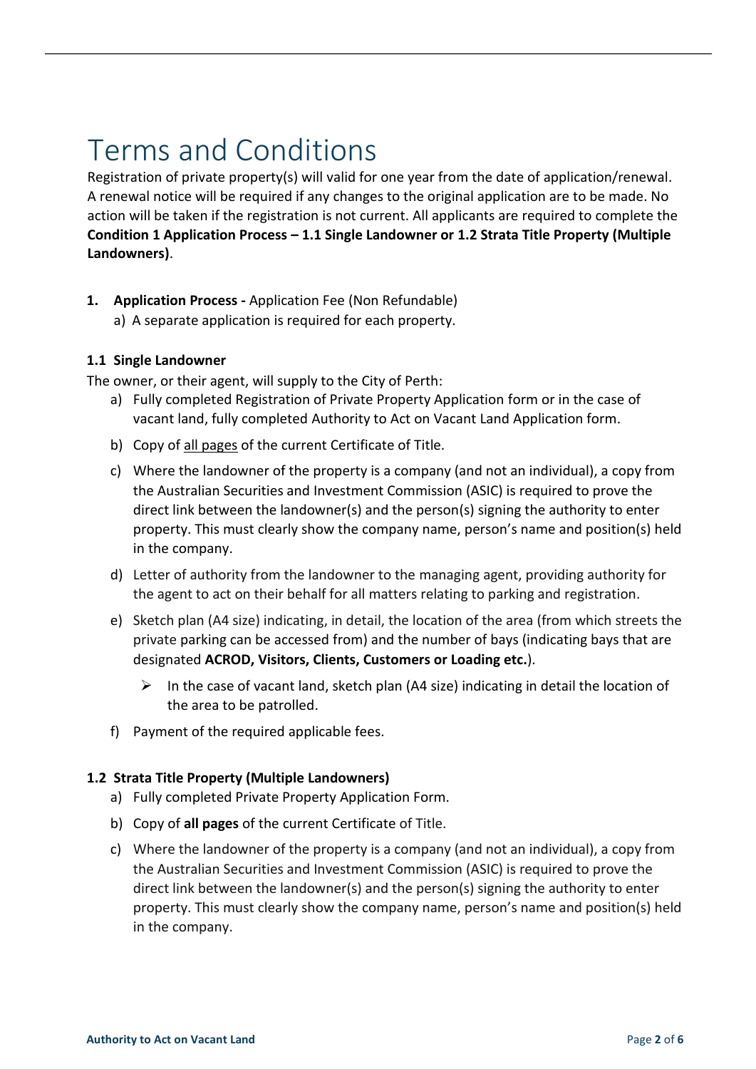# Terms and Conditions

Registration of private property(s) will valid for one year from the date of application/renewal. A renewal notice will be required if any changes to the original application are to be made. No action will be taken if the registration is not current. All applicants are required to complete the **Condition 1 Application Process – 1.1 Single Landowner or 1.2 Strata Title Property (Multiple Landowners)**.

1. **Application Process -** Application Fee (Non Refundable)
   a) A separate application is required for each property.

### 1.1 Single Landowner

The owner, or their agent, will supply to the City of Perth:

a) Fully completed Registration of Private Property Application form or in the case of vacant land, fully completed Authority to Act on Vacant Land Application form.

b) Copy of <u>all pages</u> of the current Certificate of Title.

c) Where the landowner of the property is a company (and not an individual), a copy from the Australian Securities and Investment Commission (ASIC) is required to prove the direct link between the landowner(s) and the person(s) signing the authority to enter property. This must clearly show the company name, person's name and position(s) held in the company.

d) Letter of authority from the landowner to the managing agent, providing authority for the agent to act on their behalf for all matters relating to parking and registration.

e) Sketch plan (A4 size) indicating, in detail, the location of the area (from which streets the private parking can be accessed from) and the number of bays (indicating bays that are designated **ACROD, Visitors, Clients, Customers or Loading etc.**).

   - In the case of vacant land, sketch plan (A4 size) indicating in detail the location of the area to be patrolled.

f) Payment of the required applicable fees.

### 1.2 Strata Title Property (Multiple Landowners)

a) Fully completed Private Property Application Form.

b) Copy of **all pages** of the current Certificate of Title.

c) Where the landowner of the property is a company (and not an individual), a copy from the Australian Securities and Investment Commission (ASIC) is required to prove the direct link between the landowner(s) and the person(s) signing the authority to enter property. This must clearly show the company name, person's name and position(s) held in the company.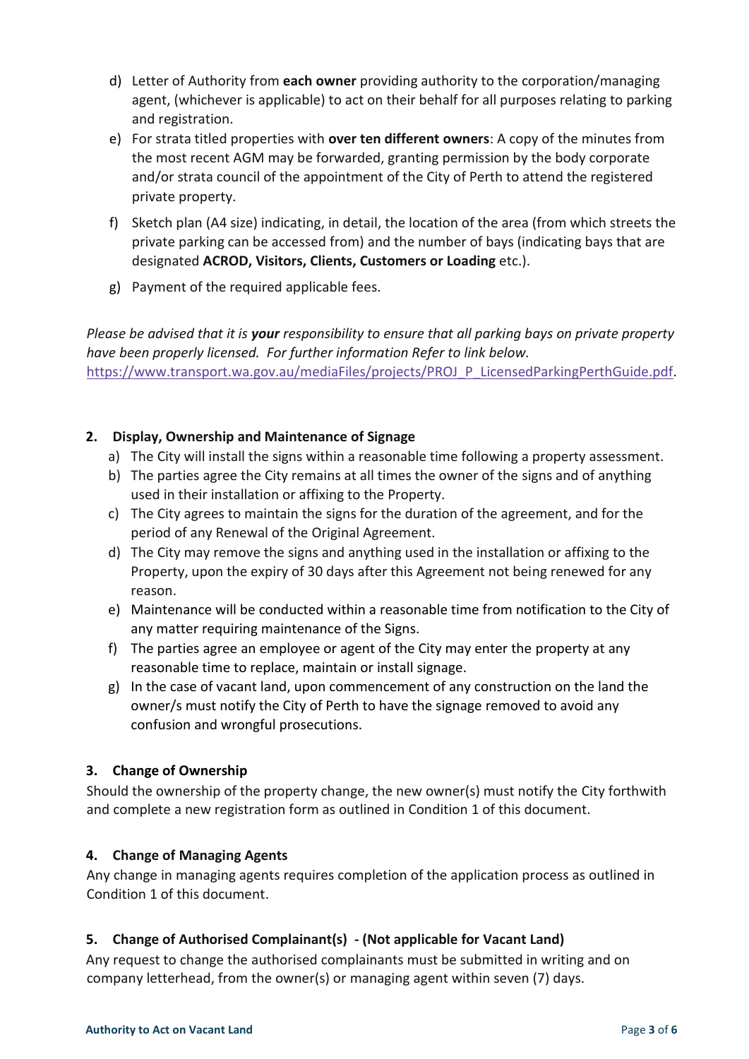d) Letter of Authority from **each owner** providing authority to the corporation/managing agent, (whichever is applicable) to act on their behalf for all purposes relating to parking and registration.

e) For strata titled properties with **over ten different owners**: A copy of the minutes from the most recent AGM may be forwarded, granting permission by the body corporate and/or strata council of the appointment of the City of Perth to attend the registered private property.

f) Sketch plan (A4 size) indicating, in detail, the location of the area (from which streets the private parking can be accessed from) and the number of bays (indicating bays that are designated **ACROD, Visitors, Clients, Customers or Loading** etc.).

g) Payment of the required applicable fees.

*Please be advised that it is **your** responsibility to ensure that all parking bays on private property have been properly licensed. For further information Refer to link below.*
https://www.transport.wa.gov.au/mediaFiles/projects/PROJ_P_LicensedParkingPerthGuide.pdf.

## 2. Display, Ownership and Maintenance of Signage

a) The City will install the signs within a reasonable time following a property assessment.

b) The parties agree the City remains at all times the owner of the signs and of anything used in their installation or affixing to the Property.

c) The City agrees to maintain the signs for the duration of the agreement, and for the period of any Renewal of the Original Agreement.

d) The City may remove the signs and anything used in the installation or affixing to the Property, upon the expiry of 30 days after this Agreement not being renewed for any reason.

e) Maintenance will be conducted within a reasonable time from notification to the City of any matter requiring maintenance of the Signs.

f) The parties agree an employee or agent of the City may enter the property at any reasonable time to replace, maintain or install signage.

g) In the case of vacant land, upon commencement of any construction on the land the owner/s must notify the City of Perth to have the signage removed to avoid any confusion and wrongful prosecutions.

## 3. Change of Ownership

Should the ownership of the property change, the new owner(s) must notify the City forthwith and complete a new registration form as outlined in Condition 1 of this document.

## 4. Change of Managing Agents

Any change in managing agents requires completion of the application process as outlined in Condition 1 of this document.

## 5. Change of Authorised Complainant(s) - (Not applicable for Vacant Land)

Any request to change the authorised complainants must be submitted in writing and on company letterhead, from the owner(s) or managing agent within seven (7) days.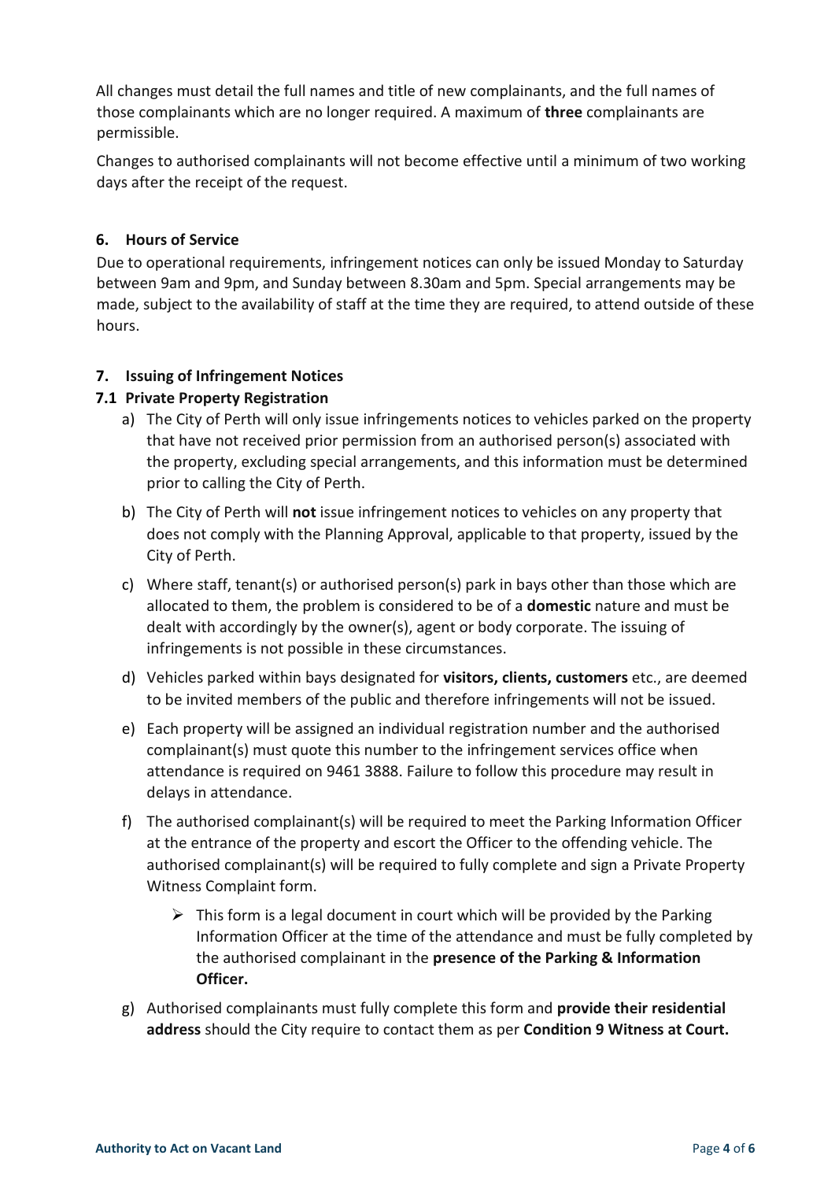All changes must detail the full names and title of new complainants, and the full names of those complainants which are no longer required. A maximum of **three** complainants are permissible.

Changes to authorised complainants will not become effective until a minimum of two working days after the receipt of the request.

## 6. Hours of Service

Due to operational requirements, infringement notices can only be issued Monday to Saturday between 9am and 9pm, and Sunday between 8.30am and 5pm. Special arrangements may be made, subject to the availability of staff at the time they are required, to attend outside of these hours.

## 7. Issuing of Infringement Notices

### 7.1 Private Property Registration

a) The City of Perth will only issue infringements notices to vehicles parked on the property that have not received prior permission from an authorised person(s) associated with the property, excluding special arrangements, and this information must be determined prior to calling the City of Perth.

b) The City of Perth will **not** issue infringement notices to vehicles on any property that does not comply with the Planning Approval, applicable to that property, issued by the City of Perth.

c) Where staff, tenant(s) or authorised person(s) park in bays other than those which are allocated to them, the problem is considered to be of a **domestic** nature and must be dealt with accordingly by the owner(s), agent or body corporate. The issuing of infringements is not possible in these circumstances.

d) Vehicles parked within bays designated for **visitors, clients, customers** etc., are deemed to be invited members of the public and therefore infringements will not be issued.

e) Each property will be assigned an individual registration number and the authorised complainant(s) must quote this number to the infringement services office when attendance is required on 9461 3888. Failure to follow this procedure may result in delays in attendance.

f) The authorised complainant(s) will be required to meet the Parking Information Officer at the entrance of the property and escort the Officer to the offending vehicle. The authorised complainant(s) will be required to fully complete and sign a Private Property Witness Complaint form.

   - This form is a legal document in court which will be provided by the Parking Information Officer at the time of the attendance and must be fully completed by the authorised complainant in the **presence of the Parking & Information Officer.**

g) Authorised complainants must fully complete this form and **provide their residential address** should the City require to contact them as per **Condition 9 Witness at Court.**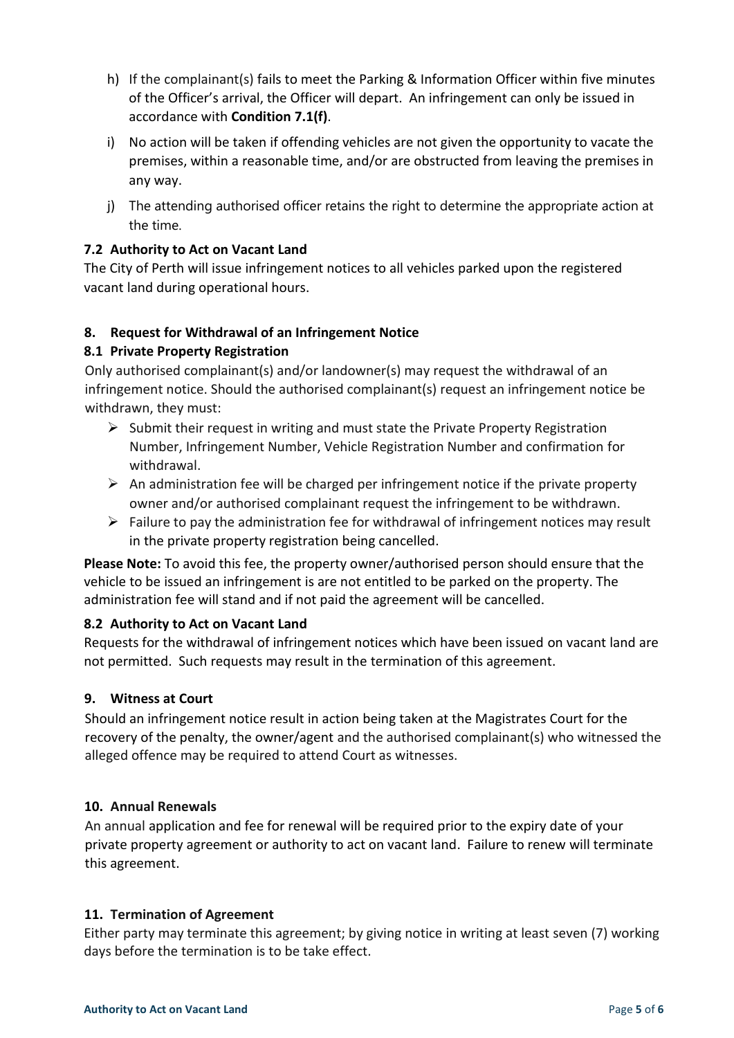h) If the complainant(s) fails to meet the Parking & Information Officer within five minutes of the Officer's arrival, the Officer will depart. An infringement can only be issued in accordance with **Condition 7.1(f)**.

i) No action will be taken if offending vehicles are not given the opportunity to vacate the premises, within a reasonable time, and/or are obstructed from leaving the premises in any way.

j) The attending authorised officer retains the right to determine the appropriate action at the time.

### 7.2 Authority to Act on Vacant Land

The City of Perth will issue infringement notices to all vehicles parked upon the registered vacant land during operational hours.

## 8. Request for Withdrawal of an Infringement Notice

### 8.1 Private Property Registration

Only authorised complainant(s) and/or landowner(s) may request the withdrawal of an infringement notice. Should the authorised complainant(s) request an infringement notice be withdrawn, they must:

- Submit their request in writing and must state the Private Property Registration Number, Infringement Number, Vehicle Registration Number and confirmation for withdrawal.
- An administration fee will be charged per infringement notice if the private property owner and/or authorised complainant request the infringement to be withdrawn.
- Failure to pay the administration fee for withdrawal of infringement notices may result in the private property registration being cancelled.

**Please Note:** To avoid this fee, the property owner/authorised person should ensure that the vehicle to be issued an infringement is are not entitled to be parked on the property. The administration fee will stand and if not paid the agreement will be cancelled.

### 8.2 Authority to Act on Vacant Land

Requests for the withdrawal of infringement notices which have been issued on vacant land are not permitted. Such requests may result in the termination of this agreement.

## 9. Witness at Court

Should an infringement notice result in action being taken at the Magistrates Court for the recovery of the penalty, the owner/agent and the authorised complainant(s) who witnessed the alleged offence may be required to attend Court as witnesses.

## 10. Annual Renewals

An annual application and fee for renewal will be required prior to the expiry date of your private property agreement or authority to act on vacant land. Failure to renew will terminate this agreement.

## 11. Termination of Agreement

Either party may terminate this agreement; by giving notice in writing at least seven (7) working days before the termination is to be take effect.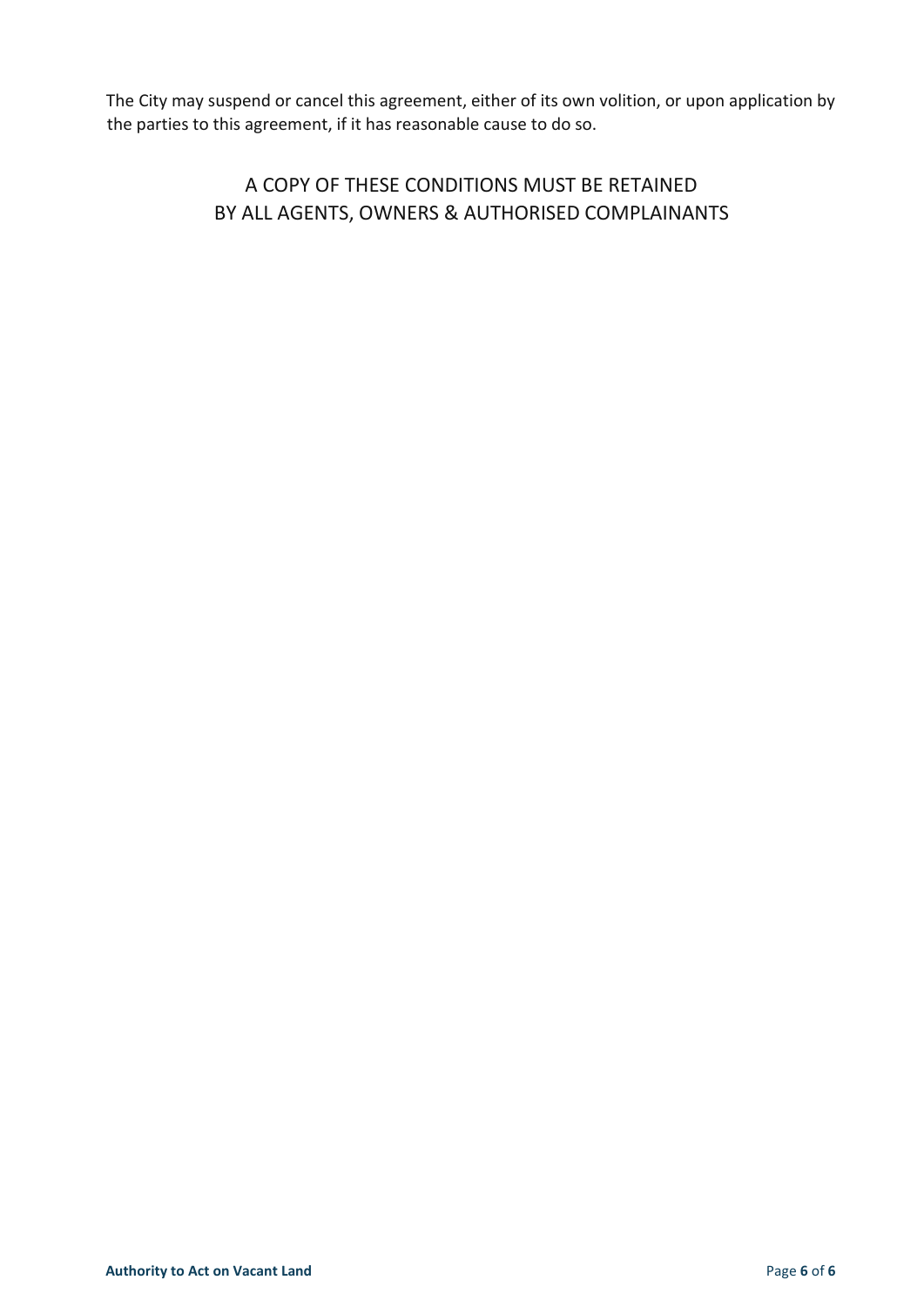The City may suspend or cancel this agreement, either of its own volition, or upon application by the parties to this agreement, if it has reasonable cause to do so.

A COPY OF THESE CONDITIONS MUST BE RETAINED
BY ALL AGENTS, OWNERS & AUTHORISED COMPLAINANTS